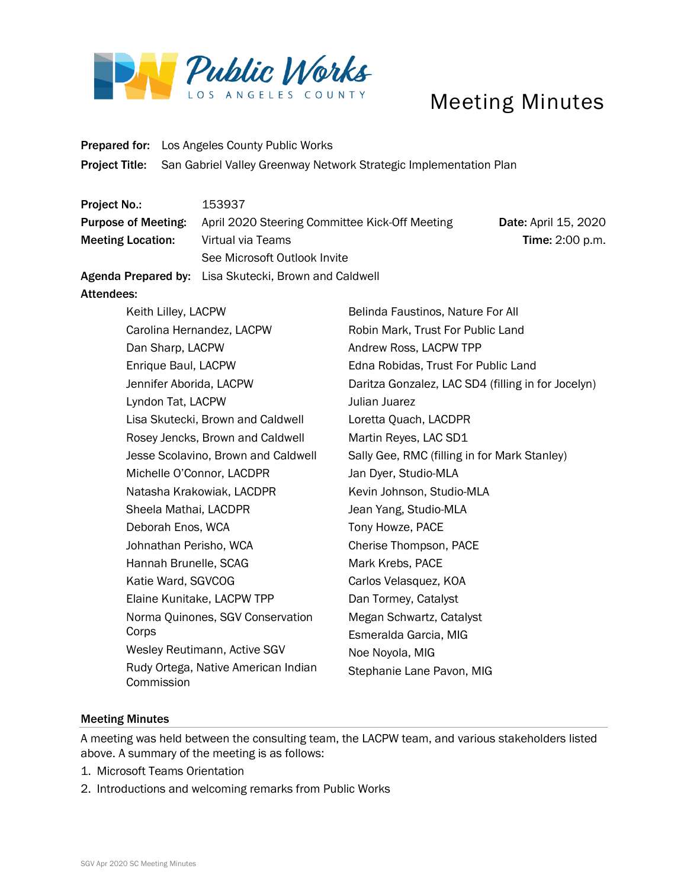Public Works
LOS ANGELES COUNTY

# Meeting Minutes

**Prepared for:** Los Angeles County Public Works
**Project Title:** San Gabriel Valley Greenway Network Strategic Implementation Plan

**Project No.:** 153937
**Purpose of Meeting:** April 2020 Steering Committee Kick-Off Meeting
**Date:** April 15, 2020
**Meeting Location:** Virtual via Teams
See Microsoft Outlook Invite
**Time:** 2:00 p.m.
**Agenda Prepared by:** Lisa Skutecki, Brown and Caldwell
**Attendees:**

- Keith Lilley, LACPW
- Carolina Hernandez, LACPW
- Dan Sharp, LACPW
- Enrique Baul, LACPW
- Jennifer Aborida, LACPW
- Lyndon Tat, LACPW
- Lisa Skutecki, Brown and Caldwell
- Rosey Jencks, Brown and Caldwell
- Jesse Scolavino, Brown and Caldwell
- Michelle O'Connor, LACDPR
- Natasha Krakowiak, LACDPR
- Sheela Mathai, LACDPR
- Deborah Enos, WCA
- Johnathan Perisho, WCA
- Hannah Brunelle, SCAG
- Katie Ward, SGVCOG
- Elaine Kunitake, LACPW TPP
- Norma Quinones, SGV Conservation Corps
- Wesley Reutimann, Active SGV
- Rudy Ortega, Native American Indian Commission
- Belinda Faustinos, Nature For All
- Robin Mark, Trust For Public Land
- Andrew Ross, LACPW TPP
- Edna Robidas, Trust For Public Land
- Daritza Gonzalez, LAC SD4 (filling in for Jocelyn)
- Julian Juarez
- Loretta Quach, LACDPR
- Martin Reyes, LAC SD1
- Sally Gee, RMC (filling in for Mark Stanley)
- Jan Dyer, Studio-MLA
- Kevin Johnson, Studio-MLA
- Jean Yang, Studio-MLA
- Tony Howze, PACE
- Cherise Thompson, PACE
- Mark Krebs, PACE
- Carlos Velasquez, KOA
- Dan Tormey, Catalyst
- Megan Schwartz, Catalyst
- Esmeralda Garcia, MIG
- Noe Noyola, MIG
- Stephanie Lane Pavon, MIG

## Meeting Minutes

A meeting was held between the consulting team, the LACPW team, and various stakeholders listed above. A summary of the meeting is as follows:

1. Microsoft Teams Orientation
2. Introductions and welcoming remarks from Public Works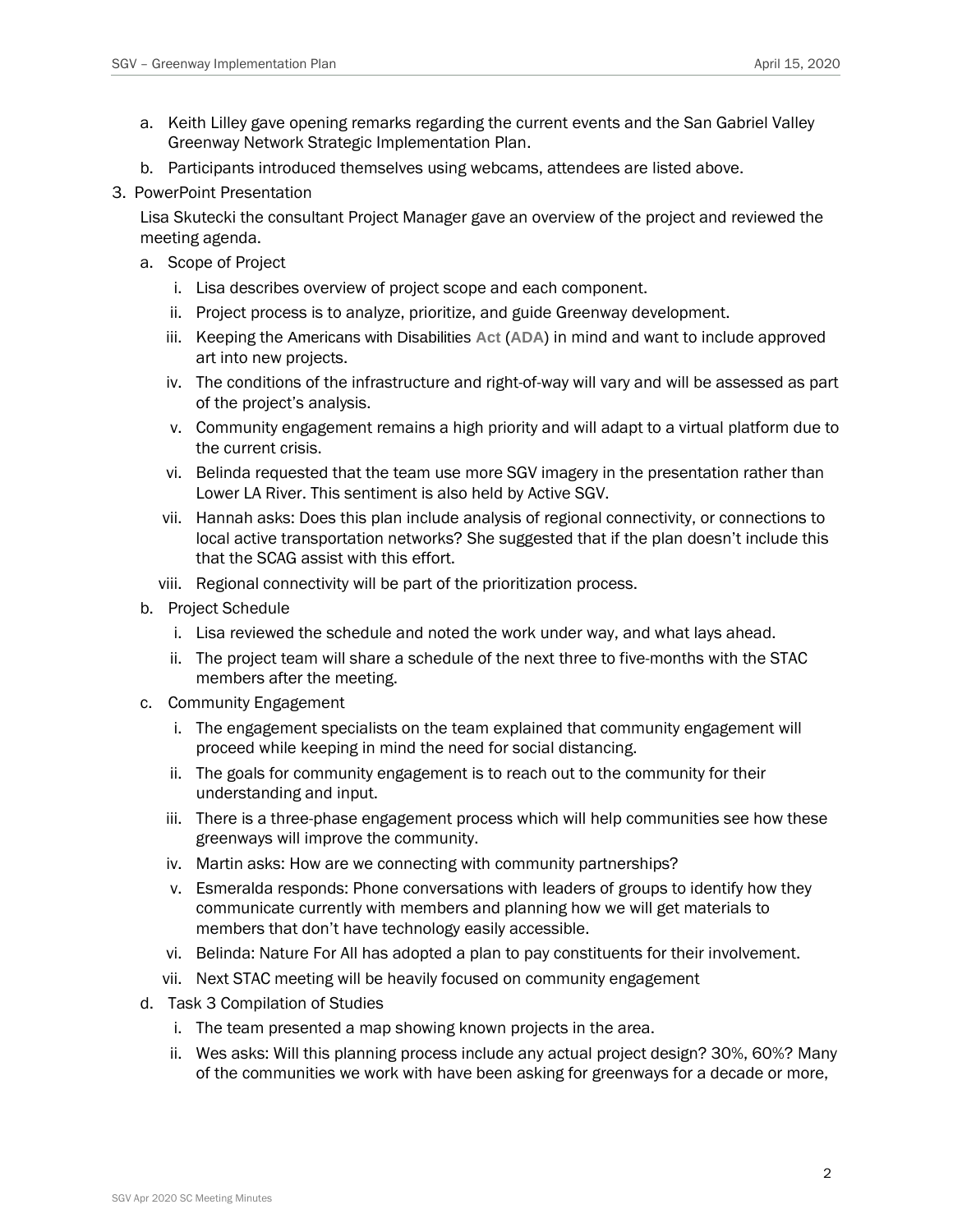a. Keith Lilley gave opening remarks regarding the current events and the San Gabriel Valley Greenway Network Strategic Implementation Plan.
b. Participants introduced themselves using webcams, attendees are listed above.

3. PowerPoint Presentation

   Lisa Skutecki the consultant Project Manager gave an overview of the project and reviewed the meeting agenda.

   a. Scope of Project
      i. Lisa describes overview of project scope and each component.
      ii. Project process is to analyze, prioritize, and guide Greenway development.
      iii. Keeping the Americans with Disabilities Act (ADA) in mind and want to include approved art into new projects.
      iv. The conditions of the infrastructure and right-of-way will vary and will be assessed as part of the project's analysis.
      v. Community engagement remains a high priority and will adapt to a virtual platform due to the current crisis.
      vi. Belinda requested that the team use more SGV imagery in the presentation rather than Lower LA River. This sentiment is also held by Active SGV.
      vii. Hannah asks: Does this plan include analysis of regional connectivity, or connections to local active transportation networks? She suggested that if the plan doesn't include this that the SCAG assist with this effort.
      viii. Regional connectivity will be part of the prioritization process.
   b. Project Schedule
      i. Lisa reviewed the schedule and noted the work under way, and what lays ahead.
      ii. The project team will share a schedule of the next three to five-months with the STAC members after the meeting.
   c. Community Engagement
      i. The engagement specialists on the team explained that community engagement will proceed while keeping in mind the need for social distancing.
      ii. The goals for community engagement is to reach out to the community for their understanding and input.
      iii. There is a three-phase engagement process which will help communities see how these greenways will improve the community.
      iv. Martin asks: How are we connecting with community partnerships?
      v. Esmeralda responds: Phone conversations with leaders of groups to identify how they communicate currently with members and planning how we will get materials to members that don't have technology easily accessible.
      vi. Belinda: Nature For All has adopted a plan to pay constituents for their involvement.
      vii. Next STAC meeting will be heavily focused on community engagement
   d. Task 3 Compilation of Studies
      i. The team presented a map showing known projects in the area.
      ii. Wes asks: Will this planning process include any actual project design? 30%, 60%? Many of the communities we work with have been asking for greenways for a decade or more,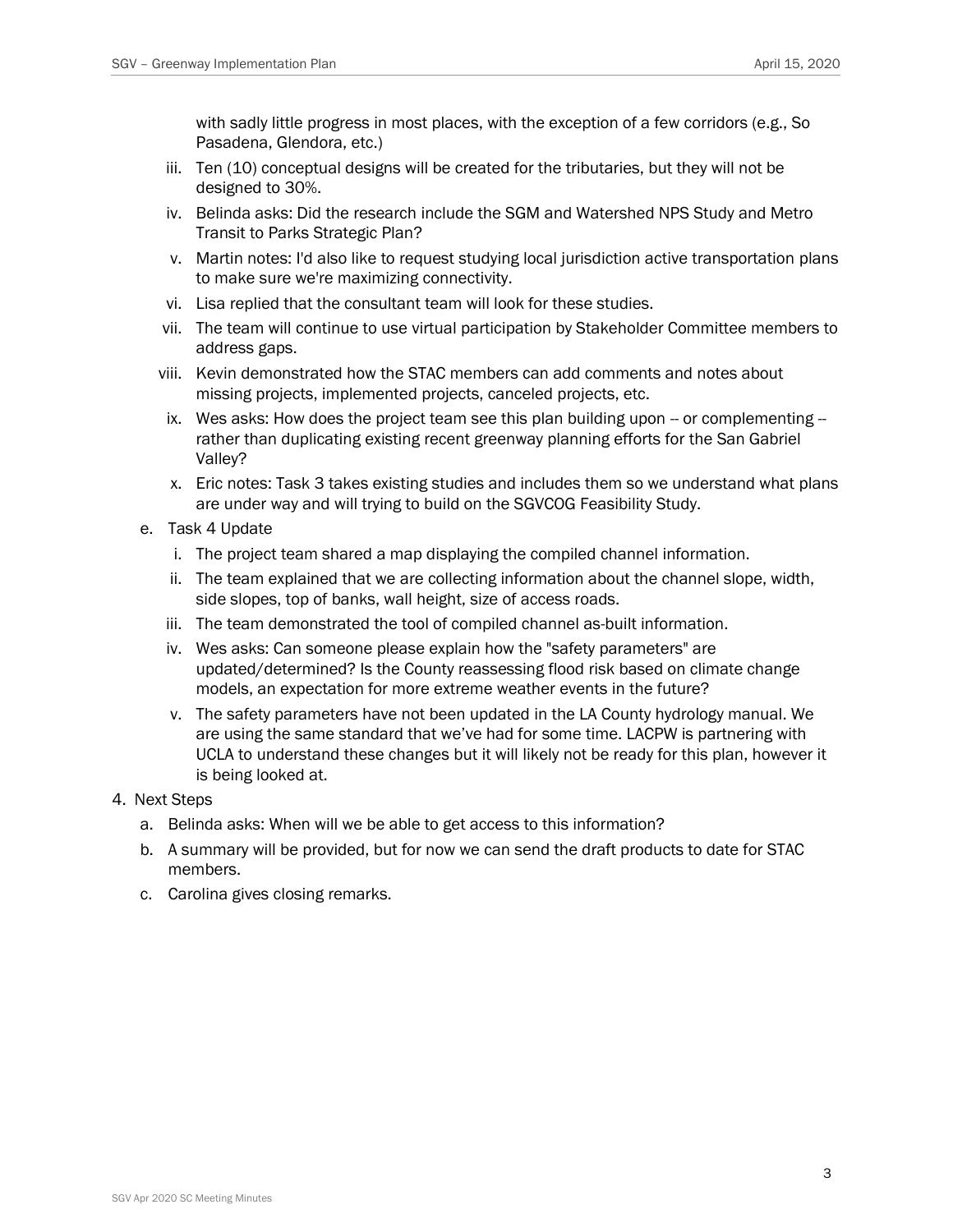with sadly little progress in most places, with the exception of a few corridors (e.g., So Pasadena, Glendora, etc.)

iii. Ten (10) conceptual designs will be created for the tributaries, but they will not be designed to 30%.

iv. Belinda asks: Did the research include the SGM and Watershed NPS Study and Metro Transit to Parks Strategic Plan?

v. Martin notes: I'd also like to request studying local jurisdiction active transportation plans to make sure we're maximizing connectivity.

vi. Lisa replied that the consultant team will look for these studies.

vii. The team will continue to use virtual participation by Stakeholder Committee members to address gaps.

viii. Kevin demonstrated how the STAC members can add comments and notes about missing projects, implemented projects, canceled projects, etc.

ix. Wes asks: How does the project team see this plan building upon -- or complementing -- rather than duplicating existing recent greenway planning efforts for the San Gabriel Valley?

x. Eric notes: Task 3 takes existing studies and includes them so we understand what plans are under way and will trying to build on the SGVCOG Feasibility Study.

e. Task 4 Update

i. The project team shared a map displaying the compiled channel information.

ii. The team explained that we are collecting information about the channel slope, width, side slopes, top of banks, wall height, size of access roads.

iii. The team demonstrated the tool of compiled channel as-built information.

iv. Wes asks: Can someone please explain how the "safety parameters" are updated/determined? Is the County reassessing flood risk based on climate change models, an expectation for more extreme weather events in the future?

v. The safety parameters have not been updated in the LA County hydrology manual. We are using the same standard that we've had for some time. LACPW is partnering with UCLA to understand these changes but it will likely not be ready for this plan, however it is being looked at.

4. Next Steps

a. Belinda asks: When will we be able to get access to this information?

b. A summary will be provided, but for now we can send the draft products to date for STAC members.

c. Carolina gives closing remarks.